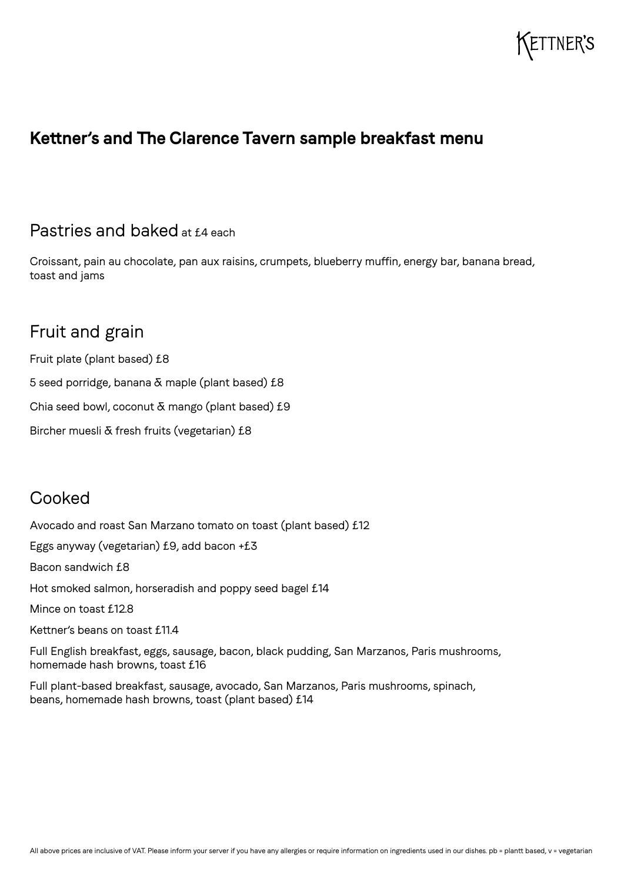KETTNER'S

# Kettner's and The Clarence Tavern sample breakfast menu

## Pastries and baked at £4 each

Croissant, pain au chocolate, pan aux raisins, crumpets, blueberry muffin, energy bar, banana bread, toast and jams

## Fruit and grain

Fruit plate (plant based) £8

5 seed porridge, banana & maple (plant based) £8

Chia seed bowl, coconut & mango (plant based) £9

Bircher muesli & fresh fruits (vegetarian) £8

## Cooked

Avocado and roast San Marzano tomato on toast (plant based) £12

Eggs anyway (vegetarian) £9, add bacon +£3

Bacon sandwich £8

Hot smoked salmon, horseradish and poppy seed bagel £14

Mince on toast £12.8

Kettner's beans on toast £11.4

Full English breakfast, eggs, sausage, bacon, black pudding, San Marzanos, Paris mushrooms, homemade hash browns, toast £16

Full plant-based breakfast, sausage, avocado, San Marzanos, Paris mushrooms, spinach, beans, homemade hash browns, toast (plant based) £14

All above prices are inclusive of VAT. Please inform your server if you have any allergies or require information on ingredients used in our dishes. pb = plantt based, v = vegetarian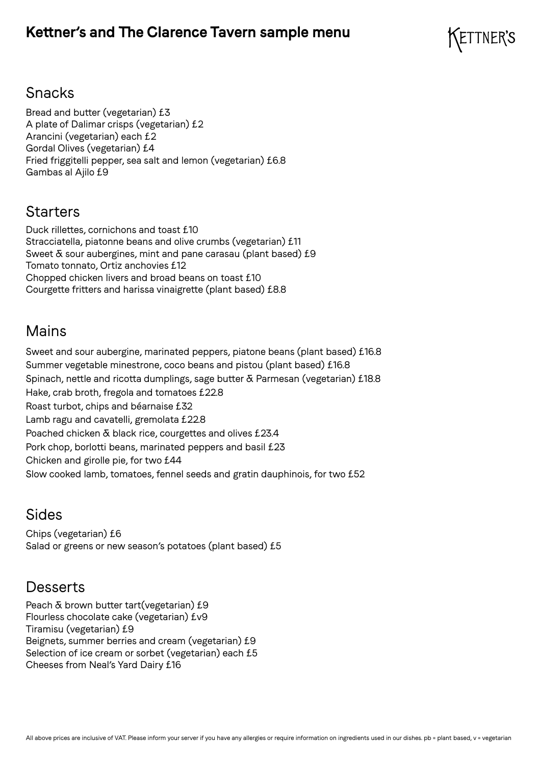# Kettner's and The Clarence Tavern sample menu

KETTNER'S

## Snacks

Bread and butter (vegetarian) £3
A plate of Dalimar crisps (vegetarian) £2
Arancini (vegetarian) each £2
Gordal Olives (vegetarian) £4
Fried friggitelli pepper, sea salt and lemon (vegetarian) £6.8
Gambas al Ajilo £9

## Starters

Duck rillettes, cornichons and toast £10
Stracciatella, piatonne beans and olive crumbs (vegetarian) £11
Sweet & sour aubergines, mint and pane carasau (plant based) £9
Tomato tonnato, Ortiz anchovies £12
Chopped chicken livers and broad beans on toast £10
Courgette fritters and harissa vinaigrette (plant based) £8.8

## Mains

Sweet and sour aubergine, marinated peppers, piatone beans (plant based) £16.8
Summer vegetable minestrone, coco beans and pistou (plant based) £16.8
Spinach, nettle and ricotta dumplings, sage butter & Parmesan (vegetarian) £18.8
Hake, crab broth, fregola and tomatoes £22.8
Roast turbot, chips and béarnaise £32
Lamb ragu and cavatelli, gremolata £22.8
Poached chicken & black rice, courgettes and olives £23.4
Pork chop, borlotti beans, marinated peppers and basil £23
Chicken and girolle pie, for two £44
Slow cooked lamb, tomatoes, fennel seeds and gratin dauphinois, for two £52

## Sides

Chips (vegetarian) £6
Salad or greens or new season's potatoes (plant based) £5

## Desserts

Peach & brown butter tart(vegetarian) £9
Flourless chocolate cake (vegetarian) £v9
Tiramisu (vegetarian) £9
Beignets, summer berries and cream (vegetarian) £9
Selection of ice cream or sorbet (vegetarian) each £5
Cheeses from Neal's Yard Dairy £16

All above prices are inclusive of VAT. Please inform your server if you have any allergies or require information on ingredients used in our dishes. pb = plant based, v = vegetarian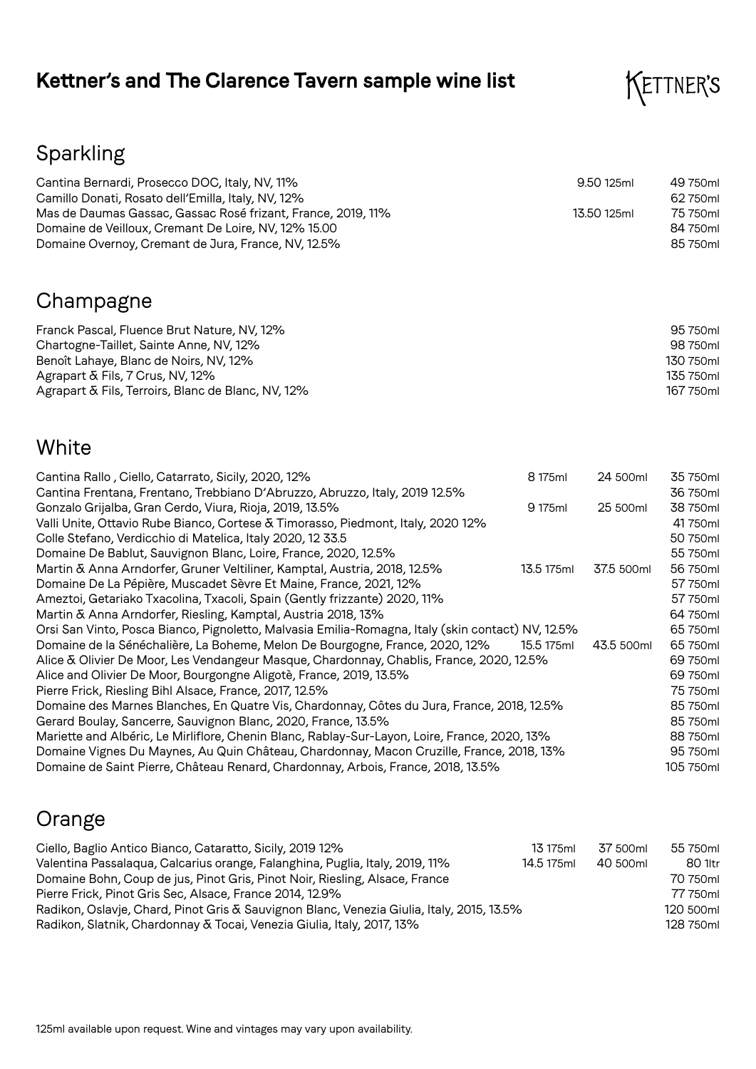# Kettner's and The Clarence Tavern sample wine list

KETTNER'S

## Sparkling

| Wine | | |
|---|---|---|
| Cantina Bernardi, Prosecco DOC, Italy, NV, 11% | 9.50 125ml | 49 750ml |
| Camillo Donati, Rosato dell'Emilla, Italy, NV, 12% | | 62 750ml |
| Mas de Daumas Gassac, Gassac Rosé frizant, France, 2019, 11% | 13.50 125ml | 75 750ml |
| Domaine de Veilloux, Cremant De Loire, NV, 12% 15.00 | | 84 750ml |
| Domaine Overnoy, Cremant de Jura, France, NV, 12.5% | | 85 750ml |

## Champagne

| Wine | |
|---|---|
| Franck Pascal, Fluence Brut Nature, NV, 12% | 95 750ml |
| Chartogne-Taillet, Sainte Anne, NV, 12% | 98 750ml |
| Benoît Lahaye, Blanc de Noirs, NV, 12% | 130 750ml |
| Agrapart & Fils, 7 Crus, NV, 12% | 135 750ml |
| Agrapart & Fils, Terroirs, Blanc de Blanc, NV, 12% | 167 750ml |

## White

| Wine | | | |
|---|---|---|---|
| Cantina Rallo , Ciello, Catarrato, Sicily, 2020, 12% | 8 175ml | 24 500ml | 35 750ml |
| Cantina Frentana, Frentano, Trebbiano D'Abruzzo, Abruzzo, Italy, 2019 12.5% | | | 36 750ml |
| Gonzalo Grijalba, Gran Cerdo, Viura, Rioja, 2019, 13.5% | 9 175ml | 25 500ml | 38 750ml |
| Valli Unite, Ottavio Rube Bianco, Cortese & Timorasso, Piedmont, Italy, 2020 12% | | | 41 750ml |
| Colle Stefano, Verdicchio di Matelica, Italy 2020, 12 33.5 | | | 50 750ml |
| Domaine De Bablut, Sauvignon Blanc, Loire, France, 2020, 12.5% | | | 55 750ml |
| Martin & Anna Arndorfer, Gruner Veltiliner, Kamptal, Austria, 2018, 12.5% | 13.5 175ml | 37.5 500ml | 56 750ml |
| Domaine De La Pépière, Muscadet Sèvre Et Maine, France, 2021, 12% | | | 57 750ml |
| Ameztoi, Getariako Txacolina, Txacoli, Spain (Gently frizzante) 2020, 11% | | | 57 750ml |
| Martin & Anna Arndorfer, Riesling, Kamptal, Austria 2018, 13% | | | 64 750ml |
| Orsi San Vinto, Posca Bianco, Pignoletto, Malvasia Emilia-Romagna, Italy (skin contact) NV, 12.5% | | | 65 750ml |
| Domaine de la Sénéchalière, La Boheme, Melon De Bourgogne, France, 2020, 12% | 15.5 175ml | 43.5 500ml | 65 750ml |
| Alice & Olivier De Moor, Les Vendangeur Masque, Chardonnay, Chablis, France, 2020, 12.5% | | | 69 750ml |
| Alice and Olivier De Moor, Bourgongne Aligotè, France, 2019, 13.5% | | | 69 750ml |
| Pierre Frick, Riesling Bihl Alsace, France, 2017, 12.5% | | | 75 750ml |
| Domaine des Marnes Blanches, En Quatre Vis, Chardonnay, Côtes du Jura, France, 2018, 12.5% | | | 85 750ml |
| Gerard Boulay, Sancerre, Sauvignon Blanc, 2020, France, 13.5% | | | 85 750ml |
| Mariette and Albéric, Le Mirliflore, Chenin Blanc, Rablay-Sur-Layon, Loire, France, 2020, 13% | | | 88 750ml |
| Domaine Vignes Du Maynes, Au Quin Château, Chardonnay, Macon Cruzille, France, 2018, 13% | | | 95 750ml |
| Domaine de Saint Pierre, Château Renard, Chardonnay, Arbois, France, 2018, 13.5% | | | 105 750ml |

## Orange

| Wine | | | |
|---|---|---|---|
| Ciello, Baglio Antico Bianco, Cataratto, Sicily, 2019 12% | 13 175ml | 37 500ml | 55 750ml |
| Valentina Passalaqua, Calcarius orange, Falanghina, Puglia, Italy, 2019, 11% | 14.5 175ml | 40 500ml | 80 1ltr |
| Domaine Bohn, Coup de jus, Pinot Gris, Pinot Noir, Riesling, Alsace, France | | | 70 750ml |
| Pierre Frick, Pinot Gris Sec, Alsace, France 2014, 12.9% | | | 77 750ml |
| Radikon, Oslavje, Chard, Pinot Gris & Sauvignon Blanc, Venezia Giulia, Italy, 2015, 13.5% | | | 120 500ml |
| Radikon, Slatnik, Chardonnay & Tocai, Venezia Giulia, Italy, 2017, 13% | | | 128 750ml |

125ml available upon request. Wine and vintages may vary upon availability.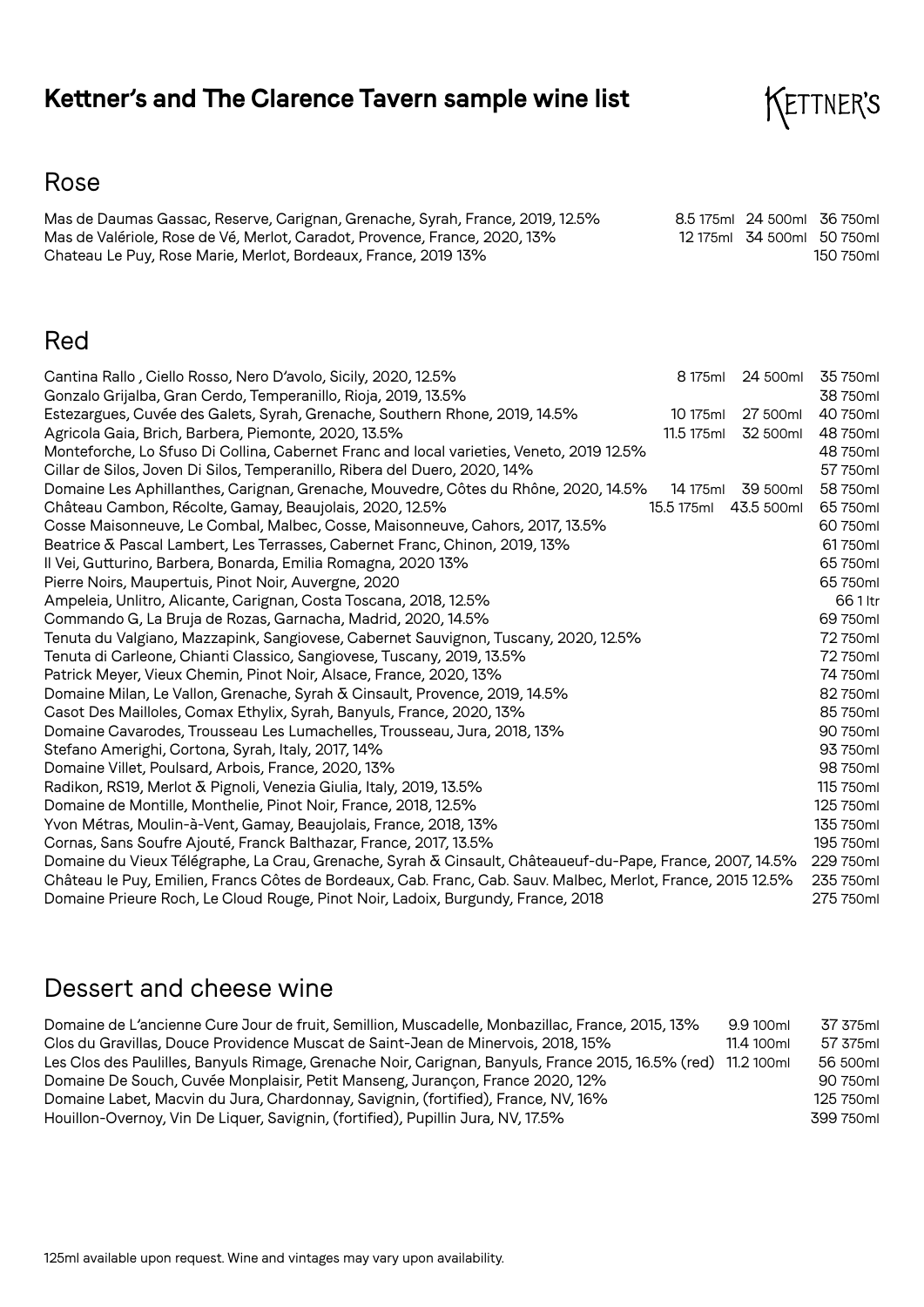# Kettner's and The Clarence Tavern sample wine list

KETTNER'S

## Rose

| | | | |
|---|---|---|---|
| Mas de Daumas Gassac, Reserve, Carignan, Grenache, Syrah, France, 2019, 12.5% | 8.5 175ml | 24 500ml | 36 750ml |
| Mas de Valériole, Rose de Vé, Merlot, Caradot, Provence, France, 2020, 13% | 12 175ml | 34 500ml | 50 750ml |
| Chateau Le Puy, Rose Marie, Merlot, Bordeaux, France, 2019 13% | | | 150 750ml |

## Red

| | | | |
|---|---|---|---|
| Cantina Rallo , Ciello Rosso, Nero D'avolo, Sicily, 2020, 12.5% | 8 175ml | 24 500ml | 35 750ml |
| Gonzalo Grijalba, Gran Cerdo, Temperanillo, Rioja, 2019, 13.5% | | | 38 750ml |
| Estezargues, Cuvée des Galets, Syrah, Grenache, Southern Rhone, 2019, 14.5% | 10 175ml | 27 500ml | 40 750ml |
| Agricola Gaia, Brich, Barbera, Piemonte, 2020, 13.5% | 11.5 175ml | 32 500ml | 48 750ml |
| Monteforche, Lo Sfuso Di Collina, Cabernet Franc and local varieties, Veneto, 2019 12.5% | | | 48 750ml |
| Cillar de Silos, Joven Di Silos, Temperanillo, Ribera del Duero, 2020, 14% | | | 57 750ml |
| Domaine Les Aphillanthes, Carignan, Grenache, Mouvedre, Côtes du Rhône, 2020, 14.5% | 14 175ml | 39 500ml | 58 750ml |
| Château Cambon, Récolte, Gamay, Beaujolais, 2020, 12.5% | 15.5 175ml | 43.5 500ml | 65 750ml |
| Cosse Maisonneuve, Le Combal, Malbec, Cosse, Maisonneuve, Cahors, 2017, 13.5% | | | 60 750ml |
| Beatrice & Pascal Lambert, Les Terrasses, Cabernet Franc, Chinon, 2019, 13% | | | 61 750ml |
| Il Vei, Gutturino, Barbera, Bonarda, Emilia Romagna, 2020 13% | | | 65 750ml |
| Pierre Noirs, Maupertuis, Pinot Noir, Auvergne, 2020 | | | 65 750ml |
| Ampeleia, Unlitro, Alicante, Carignan, Costa Toscana, 2018, 12.5% | | | 66 1 ltr |
| Commando G, La Bruja de Rozas, Garnacha, Madrid, 2020, 14.5% | | | 69 750ml |
| Tenuta du Valgiano, Mazzapink, Sangiovese, Cabernet Sauvignon, Tuscany, 2020, 12.5% | | | 72 750ml |
| Tenuta di Carleone, Chianti Classico, Sangiovese, Tuscany, 2019, 13.5% | | | 72 750ml |
| Patrick Meyer, Vieux Chemin, Pinot Noir, Alsace, France, 2020, 13% | | | 74 750ml |
| Domaine Milan, Le Vallon, Grenache, Syrah & Cinsault, Provence, 2019, 14.5% | | | 82 750ml |
| Casot Des Mailloles, Comax Ethylix, Syrah, Banyuls, France, 2020, 13% | | | 85 750ml |
| Domaine Cavarodes, Trousseau Les Lumachelles, Trousseau, Jura, 2018, 13% | | | 90 750ml |
| Stefano Amerighi, Cortona, Syrah, Italy, 2017, 14% | | | 93 750ml |
| Domaine Villet, Poulsard, Arbois, France, 2020, 13% | | | 98 750ml |
| Radikon, RS19, Merlot & Pignoli, Venezia Giulia, Italy, 2019, 13.5% | | | 115 750ml |
| Domaine de Montille, Monthelie, Pinot Noir, France, 2018, 12.5% | | | 125 750ml |
| Yvon Métras, Moulin-à-Vent, Gamay, Beaujolais, France, 2018, 13% | | | 135 750ml |
| Cornas, Sans Soufre Ajouté, Franck Balthazar, France, 2017, 13.5% | | | 195 750ml |
| Domaine du Vieux Télégraphe, La Crau, Grenache, Syrah & Cinsault, Châteaueuf-du-Pape, France, 2007, 14.5% | | | 229 750ml |
| Château le Puy, Emilien, Francs Côtes de Bordeaux, Cab. Franc, Cab. Sauv. Malbec, Merlot, France, 2015 12.5% | | | 235 750ml |
| Domaine Prieure Roch, Le Cloud Rouge, Pinot Noir, Ladoix, Burgundy, France, 2018 | | | 275 750ml |

## Dessert and cheese wine

| | | |
|---|---|---|
| Domaine de L'ancienne Cure Jour de fruit, Semillion, Muscadelle, Monbazillac, France, 2015, 13% | 9.9 100ml | 37 375ml |
| Clos du Gravillas, Douce Providence Muscat de Saint-Jean de Minervois, 2018, 15% | 11.4 100ml | 57 375ml |
| Les Clos des Paulilles, Banyuls Rimage, Grenache Noir, Carignan, Banyuls, France 2015, 16.5% (red) | 11.2 100ml | 56 500ml |
| Domaine De Souch, Cuvée Monplaisir, Petit Manseng, Jurançon, France 2020, 12% | | 90 750ml |
| Domaine Labet, Macvin du Jura, Chardonnay, Savignin, (fortified), France, NV, 16% | | 125 750ml |
| Houillon-Overnoy, Vin De Liquer, Savignin, (fortified), Pupillin Jura, NV, 17.5% | | 399 750ml |

125ml available upon request. Wine and vintages may vary upon availability.